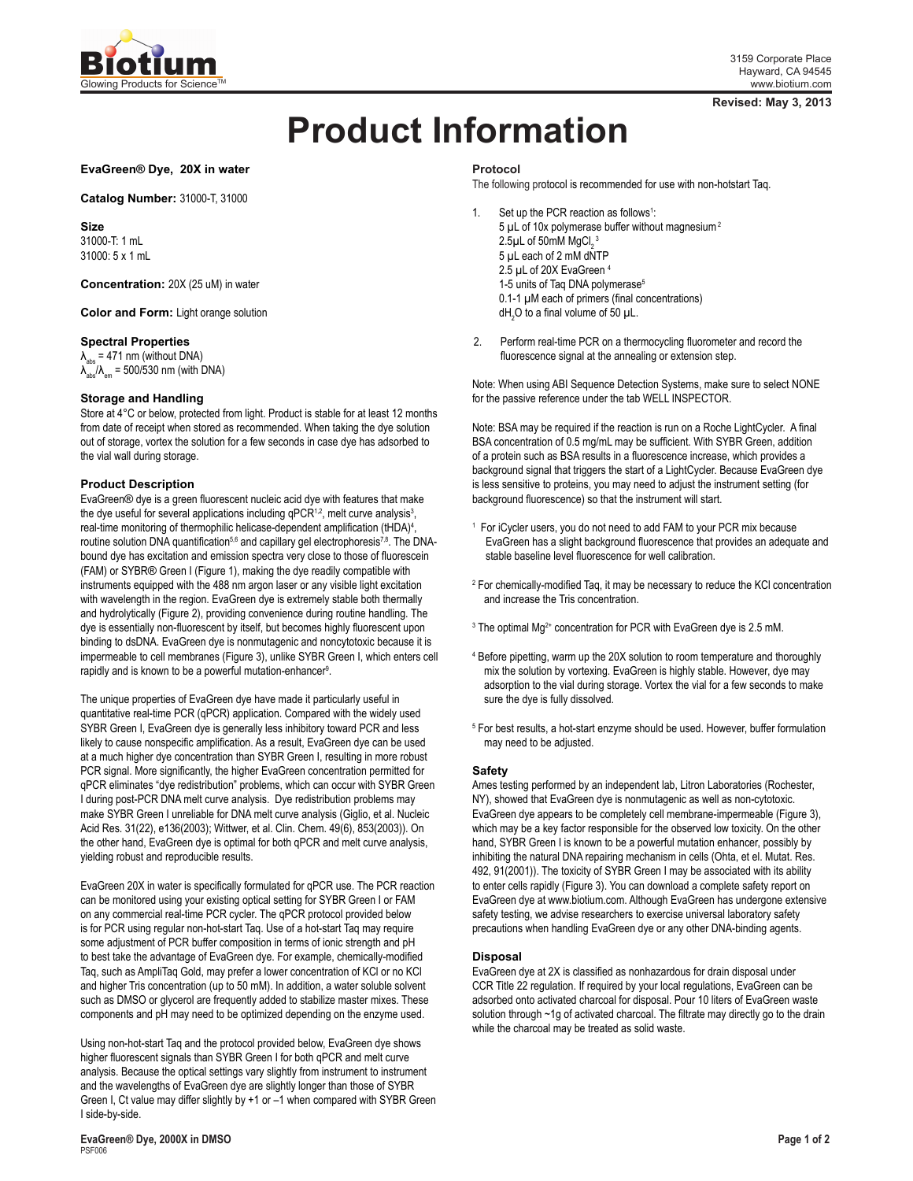# Product Information

Revised: May 3, 2013

**EvaGreen® Dye, 20X in water**

**Catalog Number:** 31000-T, 31000

**Size**
31000-T: 1 mL
31000: 5 x 1 mL

**Concentration:** 20X (25 uM) in water

**Color and Form:** Light orange solution

### Spectral Properties

$\lambda_{abs}$ = 471 nm (without DNA)
$\lambda_{abs}/\lambda_{em}$ = 500/530 nm (with DNA)

### Storage and Handling

Store at 4°C or below, protected from light. Product is stable for at least 12 months from date of receipt when stored as recommended. When taking the dye solution out of storage, vortex the solution for a few seconds in case dye has adsorbed to the vial wall during storage.

### Product Description

EvaGreen® dye is a green fluorescent nucleic acid dye with features that make the dye useful for several applications including qPCR[1,2], melt curve analysis[3], real-time monitoring of thermophilic helicase-dependent amplification (tHDA)[4], routine solution DNA quantification[5,6] and capillary gel electrophoresis[7,8]. The DNA-bound dye has excitation and emission spectra very close to those of fluorescein (FAM) or SYBR® Green I (Figure 1), making the dye readily compatible with instruments equipped with the 488 nm argon laser or any visible light excitation with wavelength in the region. EvaGreen dye is extremely stable both thermally and hydrolytically (Figure 2), providing convenience during routine handling. The dye is essentially non-fluorescent by itself, but becomes highly fluorescent upon binding to dsDNA. EvaGreen dye is nonmutagenic and noncytotoxic because it is impermeable to cell membranes (Figure 3), unlike SYBR Green I, which enters cell rapidly and is known to be a powerful mutation-enhancer[9].

The unique properties of EvaGreen dye have made it particularly useful in quantitative real-time PCR (qPCR) application. Compared with the widely used SYBR Green I, EvaGreen dye is generally less inhibitory toward PCR and less likely to cause nonspecific amplification. As a result, EvaGreen dye can be used at a much higher dye concentration than SYBR Green I, resulting in more robust PCR signal. More significantly, the higher EvaGreen concentration permitted for qPCR eliminates "dye redistribution" problems, which can occur with SYBR Green I during post-PCR DNA melt curve analysis. Dye redistribution problems may make SYBR Green I unreliable for DNA melt curve analysis (Giglio, et al. Nucleic Acid Res. 31(22), e136(2003); Wittwer, et al. Clin. Chem. 49(6), 853(2003)). On the other hand, EvaGreen dye is optimal for both qPCR and melt curve analysis, yielding robust and reproducible results.

EvaGreen 20X in water is specifically formulated for qPCR use. The PCR reaction can be monitored using your existing optical setting for SYBR Green I or FAM on any commercial real-time PCR cycler. The qPCR protocol provided below is for PCR using regular non-hot-start Taq. Use of a hot-start Taq may require some adjustment of PCR buffer composition in terms of ionic strength and pH to best take the advantage of EvaGreen dye. For example, chemically-modified Taq, such as AmpliTaq Gold, may prefer a lower concentration of KCl or no KCl and higher Tris concentration (up to 50 mM). In addition, a water soluble solvent such as DMSO or glycerol are frequently added to stabilize master mixes. These components and pH may need to be optimized depending on the enzyme used.

Using non-hot-start Taq and the protocol provided below, EvaGreen dye shows higher fluorescent signals than SYBR Green I for both qPCR and melt curve analysis. Because the optical settings vary slightly from instrument to instrument and the wavelengths of EvaGreen dye are slightly longer than those of SYBR Green I, Ct value may differ slightly by +1 or –1 when compared with SYBR Green I side-by-side.

### Protocol

The following protocol is recommended for use with non-hotstart Taq.

1. Set up the PCR reaction as follows[1]:
   5 µL of 10x polymerase buffer without magnesium[2]
   2.5µL of 50mM $MgCl_2$ [3]
   5 µL each of 2 mM dNTP
   2.5 µL of 20X EvaGreen [4]
   1-5 units of Taq DNA polymerase[5]
   0.1-1 µM each of primers (final concentrations)
   $dH_2O$ to a final volume of 50 µL.
2. Perform real-time PCR on a thermocycling fluorometer and record the fluorescence signal at the annealing or extension step.

Note: When using ABI Sequence Detection Systems, make sure to select NONE for the passive reference under the tab WELL INSPECTOR.

Note: BSA may be required if the reaction is run on a Roche LightCycler. A final BSA concentration of 0.5 mg/mL may be sufficient. With SYBR Green, addition of a protein such as BSA results in a fluorescence increase, which provides a background signal that triggers the start of a LightCycler. Because EvaGreen dye is less sensitive to proteins, you may need to adjust the instrument setting (for background fluorescence) so that the instrument will start.

[1] For iCycler users, you do not need to add FAM to your PCR mix because EvaGreen has a slight background fluorescence that provides an adequate and stable baseline level fluorescence for well calibration.

[2] For chemically-modified Taq, it may be necessary to reduce the KCl concentration and increase the Tris concentration.

[3] The optimal $Mg^{2+}$ concentration for PCR with EvaGreen dye is 2.5 mM.

[4] Before pipetting, warm up the 20X solution to room temperature and thoroughly mix the solution by vortexing. EvaGreen is highly stable. However, dye may adsorption to the vial during storage. Vortex the vial for a few seconds to make sure the dye is fully dissolved.

[5] For best results, a hot-start enzyme should be used. However, buffer formulation may need to be adjusted.

### Safety

Ames testing performed by an independent lab, Litron Laboratories (Rochester, NY), showed that EvaGreen dye is nonmutagenic as well as non-cytotoxic. EvaGreen dye appears to be completely cell membrane-impermeable (Figure 3), which may be a key factor responsible for the observed low toxicity. On the other hand, SYBR Green I is known to be a powerful mutation enhancer, possibly by inhibiting the natural DNA repairing mechanism in cells (Ohta, et el. Mutat. Res. 492, 91(2001)). The toxicity of SYBR Green I may be associated with its ability to enter cells rapidly (Figure 3). You can download a complete safety report on EvaGreen dye at www.biotium.com. Although EvaGreen has undergone extensive safety testing, we advise researchers to exercise universal laboratory safety precautions when handling EvaGreen dye or any other DNA-binding agents.

### Disposal

EvaGreen dye at 2X is classified as nonhazardous for drain disposal under CCR Title 22 regulation. If required by your local regulations, EvaGreen can be adsorbed onto activated charcoal for disposal. Pour 10 liters of EvaGreen waste solution through ~1g of activated charcoal. The filtrate may directly go to the drain while the charcoal may be treated as solid waste.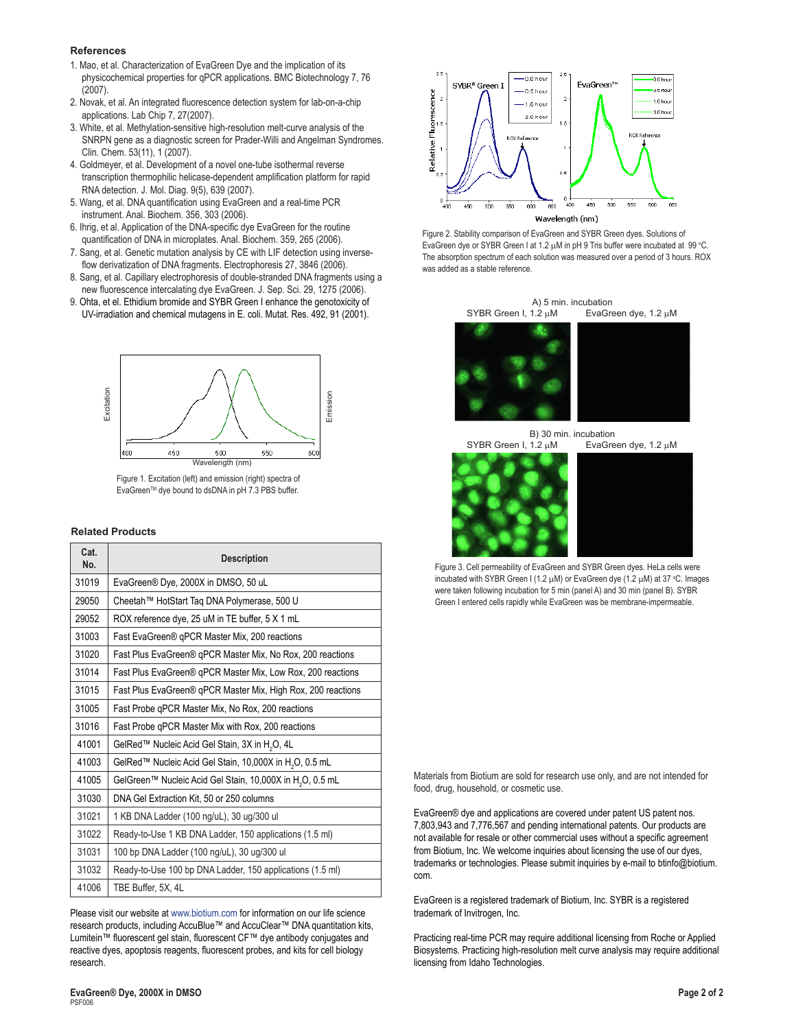## References

1. Mao, et al. Characterization of EvaGreen Dye and the implication of its physicochemical properties for qPCR applications. BMC Biotechnology 7, 76 (2007).
2. Novak, et al. An integrated fluorescence detection system for lab-on-a-chip applications. Lab Chip 7, 27(2007).
3. White, et al. Methylation-sensitive high-resolution melt-curve analysis of the SNRPN gene as a diagnostic screen for Prader-Willi and Angelman Syndromes. Clin. Chem. 53(11), 1 (2007).
4. Goldmeyer, et al. Development of a novel one-tube isothermal reverse transcription thermophilic helicase-dependent amplification platform for rapid RNA detection. J. Mol. Diag. 9(5), 639 (2007).
5. Wang, et al. DNA quantification using EvaGreen and a real-time PCR instrument. Anal. Biochem. 356, 303 (2006).
6. Ihrig, et al. Application of the DNA-specific dye EvaGreen for the routine quantification of DNA in microplates. Anal. Biochem. 359, 265 (2006).
7. Sang, et al. Genetic mutation analysis by CE with LIF detection using inverse-flow derivatization of DNA fragments. Electrophoresis 27, 3846 (2006).
8. Sang, et al. Capillary electrophoresis of double-stranded DNA fragments using a new fluorescence intercalating dye EvaGreen. J. Sep. Sci. 29, 1275 (2006).
9. Ohta, et el. Ethidium bromide and SYBR Green I enhance the genotoxicity of UV-irradiation and chemical mutagens in E. coli. Mutat. Res. 492, 91 (2001).

Excitation
Emission
400 450 500 550 600
Wavelength (nm)

Figure 1. Excitation (left) and emission (right) spectra of EvaGreen™ dye bound to dsDNA in pH 7.3 PBS buffer.

## Related Products

| Cat. No. | Description |
|---|---|
| 31019 | EvaGreen® Dye, 2000X in DMSO, 50 uL |
| 29050 | Cheetah™ HotStart Taq DNA Polymerase, 500 U |
| 29052 | ROX reference dye, 25 uM in TE buffer, 5 X 1 mL |
| 31003 | Fast EvaGreen® qPCR Master Mix, 200 reactions |
| 31020 | Fast Plus EvaGreen® qPCR Master Mix, No Rox, 200 reactions |
| 31014 | Fast Plus EvaGreen® qPCR Master Mix, Low Rox, 200 reactions |
| 31015 | Fast Plus EvaGreen® qPCR Master Mix, High Rox, 200 reactions |
| 31005 | Fast Probe qPCR Master Mix, No Rox, 200 reactions |
| 31016 | Fast Probe qPCR Master Mix with Rox, 200 reactions |
| 41001 | GelRed™ Nucleic Acid Gel Stain, 3X in $H_2O$, 4L |
| 41003 | GelRed™ Nucleic Acid Gel Stain, 10,000X in $H_2O$, 0.5 mL |
| 41005 | GelGreen™ Nucleic Acid Gel Stain, 10,000X in $H_2O$, 0.5 mL |
| 31030 | DNA Gel Extraction Kit, 50 or 250 columns |
| 31021 | 1 KB DNA Ladder (100 ng/uL), 30 ug/300 ul |
| 31022 | Ready-to-Use 1 KB DNA Ladder, 150 applications (1.5 ml) |
| 31031 | 100 bp DNA Ladder (100 ng/uL), 30 ug/300 ul |
| 31032 | Ready-to-Use 100 bp DNA Ladder, 150 applications (1.5 ml) |
| 41006 | TBE Buffer, 5X, 4L |

Please visit our website at www.biotium.com for information on our life science research products, including AccuBlue™ and AccuClear™ DNA quantitation kits, Lumitein™ fluorescent gel stain, fluorescent CF™ dye antibody conjugates and reactive dyes, apoptosis reagents, fluorescent probes, and kits for cell biology research.

SYBR® Green I
EvaGreen™
0.0 hour
0.5 hour
1.0 hour
3.0 hour
ROX Reference
Relative Fluorescence
Wavelength (nm)

Figure 2. Stability comparison of EvaGreen and SYBR Green dyes. Solutions of EvaGreen dye or SYBR Green I at 1.2 μM in pH 9 Tris buffer were incubated at 99 °C. The absorption spectrum of each solution was measured over a period of 3 hours. ROX was added as a stable reference.

A) 5 min. incubation
SYBR Green I, 1.2 μM
EvaGreen dye, 1.2 μM

B) 30 min. incubation
SYBR Green I, 1.2 μM
EvaGreen dye, 1.2 μM

Figure 3. Cell permeability of EvaGreen and SYBR Green dyes. HeLa cells were incubated with SYBR Green I (1.2 μM) or EvaGreen dye (1.2 μM) at 37 °C. Images were taken following incubation for 5 min (panel A) and 30 min (panel B). SYBR Green I entered cells rapidly while EvaGreen was be membrane-impermeable.

Materials from Biotium are sold for research use only, and are not intended for food, drug, household, or cosmetic use.

EvaGreen® dye and applications are covered under patent US patent nos. 7,803,943 and 7,776,567 and pending international patents. Our products are not available for resale or other commercial uses without a specific agreement from Biotium, Inc. We welcome inquiries about licensing the use of our dyes, trademarks or technologies. Please submit inquiries by e-mail to btinfo@biotium.com.

EvaGreen is a registered trademark of Biotium, Inc. SYBR is a registered trademark of Invitrogen, Inc.

Practicing real-time PCR may require additional licensing from Roche or Applied Biosystems. Practicing high-resolution melt curve analysis may require additional licensing from Idaho Technologies.